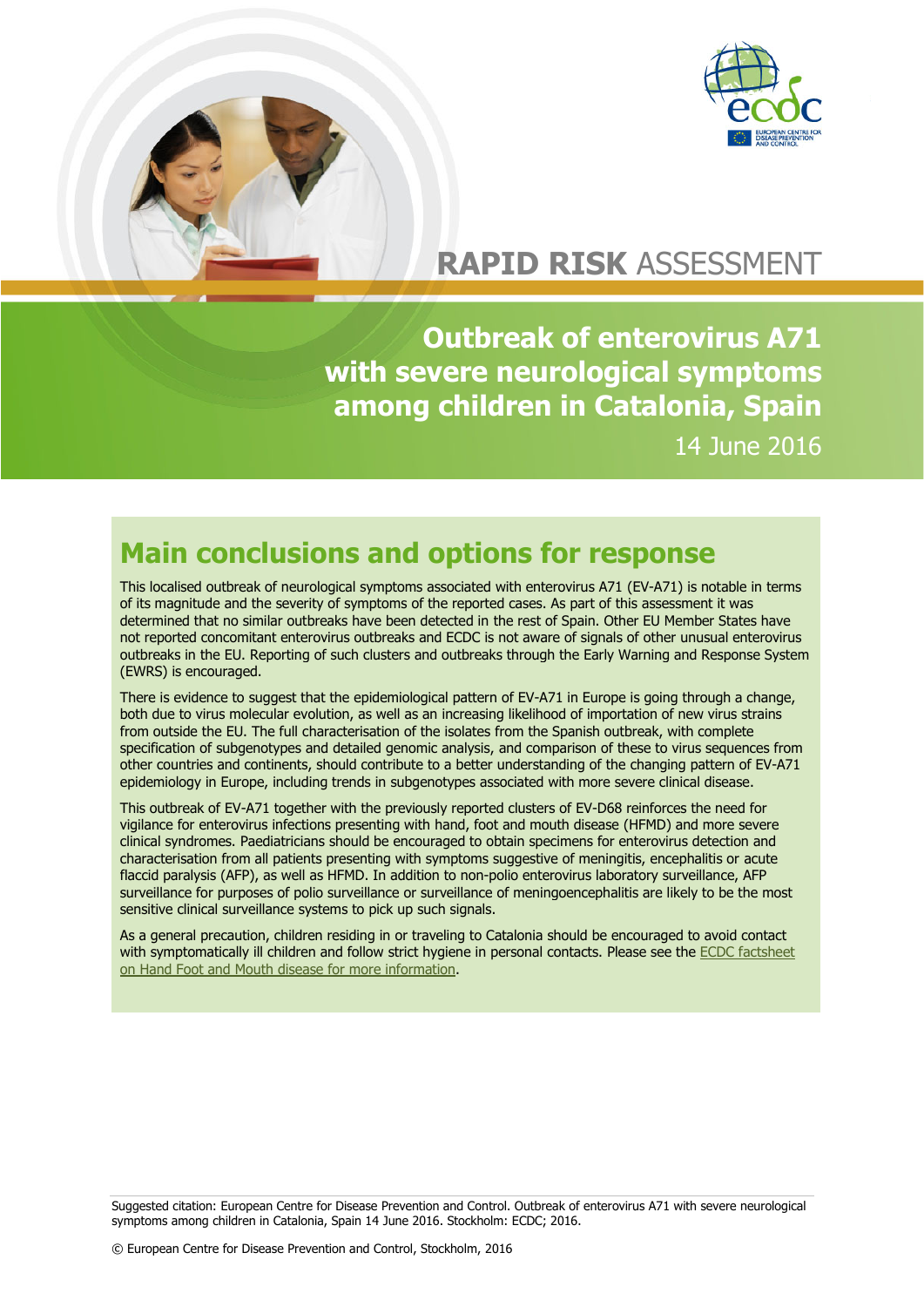# RAPID RISK ASSESSMENT

# Outbreak of enterovirus A71 with severe neurological symptoms among children in Catalonia, Spain

14 June 2016

## Main conclusions and options for response

This localised outbreak of neurological symptoms associated with enterovirus A71 (EV-A71) is notable in terms of its magnitude and the severity of symptoms of the reported cases. As part of this assessment it was determined that no similar outbreaks have been detected in the rest of Spain. Other EU Member States have not reported concomitant enterovirus outbreaks and ECDC is not aware of signals of other unusual enterovirus outbreaks in the EU. Reporting of such clusters and outbreaks through the Early Warning and Response System (EWRS) is encouraged.

There is evidence to suggest that the epidemiological pattern of EV-A71 in Europe is going through a change, both due to virus molecular evolution, as well as an increasing likelihood of importation of new virus strains from outside the EU. The full characterisation of the isolates from the Spanish outbreak, with complete specification of subgenotypes and detailed genomic analysis, and comparison of these to virus sequences from other countries and continents, should contribute to a better understanding of the changing pattern of EV-A71 epidemiology in Europe, including trends in subgenotypes associated with more severe clinical disease.

This outbreak of EV-A71 together with the previously reported clusters of EV-D68 reinforces the need for vigilance for enterovirus infections presenting with hand, foot and mouth disease (HFMD) and more severe clinical syndromes. Paediatricians should be encouraged to obtain specimens for enterovirus detection and characterisation from all patients presenting with symptoms suggestive of meningitis, encephalitis or acute flaccid paralysis (AFP), as well as HFMD. In addition to non-polio enterovirus laboratory surveillance, AFP surveillance for purposes of polio surveillance or surveillance of meningoencephalitis are likely to be the most sensitive clinical surveillance systems to pick up such signals.

As a general precaution, children residing in or traveling to Catalonia should be encouraged to avoid contact with symptomatically ill children and follow strict hygiene in personal contacts. Please see the ECDC factsheet on Hand Foot and Mouth disease for more information.

Suggested citation: European Centre for Disease Prevention and Control. Outbreak of enterovirus A71 with severe neurological symptoms among children in Catalonia, Spain 14 June 2016. Stockholm: ECDC; 2016.

© European Centre for Disease Prevention and Control, Stockholm, 2016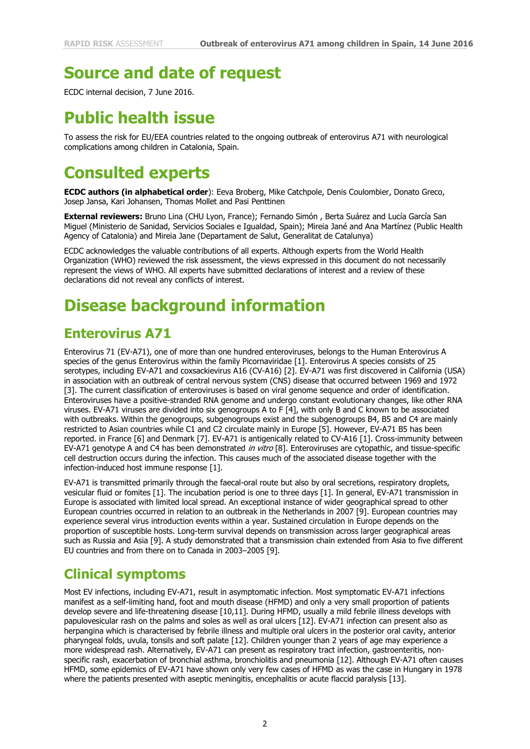# Source and date of request

ECDC internal decision, 7 June 2016.

# Public health issue

To assess the risk for EU/EEA countries related to the ongoing outbreak of enterovirus A71 with neurological complications among children in Catalonia, Spain.

# Consulted experts

**ECDC authors (in alphabetical order**): Eeva Broberg, Mike Catchpole, Denis Coulombier, Donato Greco, Josep Jansa, Kari Johansen, Thomas Mollet and Pasi Penttinen

**External reviewers:** Bruno Lina (CHU Lyon, France); Fernando Simón , Berta Suárez and Lucía García San Miguel (Ministerio de Sanidad, Servicios Sociales e Igualdad, Spain); Mireia Jané and Ana Martínez (Public Health Agency of Catalonia) and Mireia Jane (Departament de Salut, Generalitat de Catalunya)

ECDC acknowledges the valuable contributions of all experts. Although experts from the World Health Organization (WHO) reviewed the risk assessment, the views expressed in this document do not necessarily represent the views of WHO. All experts have submitted declarations of interest and a review of these declarations did not reveal any conflicts of interest.

# Disease background information

## Enterovirus A71

Enterovirus 71 (EV-A71), one of more than one hundred enteroviruses, belongs to the Human Enterovirus A species of the genus Enterovirus within the family Picornaviridae [1]. Enterovirus A species consists of 25 serotypes, including EV-A71 and coxsackievirus A16 (CV-A16) [2]. EV-A71 was first discovered in California (USA) in association with an outbreak of central nervous system (CNS) disease that occurred between 1969 and 1972 [3]. The current classification of enteroviruses is based on viral genome sequence and order of identification. Enteroviruses have a positive-stranded RNA genome and undergo constant evolutionary changes, like other RNA viruses. EV-A71 viruses are divided into six genogroups A to F [4], with only B and C known to be associated with outbreaks. Within the genogroups, subgenogroups exist and the subgenogroups B4, B5 and C4 are mainly restricted to Asian countries while C1 and C2 circulate mainly in Europe [5]. However, EV-A71 B5 has been reported. in France [6] and Denmark [7]. EV-A71 is antigenically related to CV-A16 [1]. Cross-immunity between EV-A71 genotype A and C4 has been demonstrated *in vitro* [8]. Enteroviruses are cytopathic, and tissue-specific cell destruction occurs during the infection. This causes much of the associated disease together with the infection-induced host immune response [1].

EV-A71 is transmitted primarily through the faecal-oral route but also by oral secretions, respiratory droplets, vesicular fluid or fomites [1]. The incubation period is one to three days [1]. In general, EV-A71 transmission in Europe is associated with limited local spread. An exceptional instance of wider geographical spread to other European countries occurred in relation to an outbreak in the Netherlands in 2007 [9]. European countries may experience several virus introduction events within a year. Sustained circulation in Europe depends on the proportion of susceptible hosts. Long-term survival depends on transmission across larger geographical areas such as Russia and Asia [9]. A study demonstrated that a transmission chain extended from Asia to five different EU countries and from there on to Canada in 2003–2005 [9].

## Clinical symptoms

Most EV infections, including EV-A71, result in asymptomatic infection. Most symptomatic EV-A71 infections manifest as a self-limiting hand, foot and mouth disease (HFMD) and only a very small proportion of patients develop severe and life-threatening disease [10,11]. During HFMD, usually a mild febrile illness develops with papulovesicular rash on the palms and soles as well as oral ulcers [12]. EV-A71 infection can present also as herpangina which is characterised by febrile illness and multiple oral ulcers in the posterior oral cavity, anterior pharyngeal folds, uvula, tonsils and soft palate [12]. Children younger than 2 years of age may experience a more widespread rash. Alternatively, EV-A71 can present as respiratory tract infection, gastroenteritis, non-specific rash, exacerbation of bronchial asthma, bronchiolitis and pneumonia [12]. Although EV-A71 often causes HFMD, some epidemics of EV-A71 have shown only very few cases of HFMD as was the case in Hungary in 1978 where the patients presented with aseptic meningitis, encephalitis or acute flaccid paralysis [13].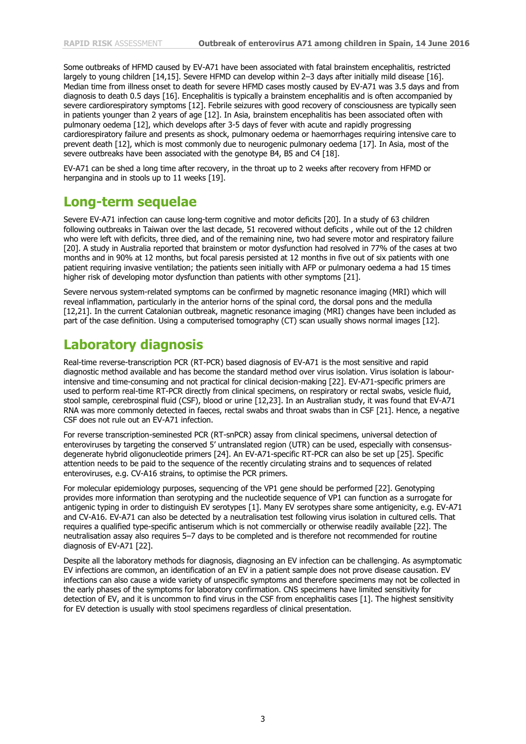Some outbreaks of HFMD caused by EV-A71 have been associated with fatal brainstem encephalitis, restricted largely to young children [14,15]. Severe HFMD can develop within 2–3 days after initially mild disease [16]. Median time from illness onset to death for severe HFMD cases mostly caused by EV-A71 was 3.5 days and from diagnosis to death 0.5 days [16]. Encephalitis is typically a brainstem encephalitis and is often accompanied by severe cardiorespiratory symptoms [12]. Febrile seizures with good recovery of consciousness are typically seen in patients younger than 2 years of age [12]. In Asia, brainstem encephalitis has been associated often with pulmonary oedema [12], which develops after 3-5 days of fever with acute and rapidly progressing cardiorespiratory failure and presents as shock, pulmonary oedema or haemorrhages requiring intensive care to prevent death [12], which is most commonly due to neurogenic pulmonary oedema [17]. In Asia, most of the severe outbreaks have been associated with the genotype B4, B5 and C4 [18].

EV-A71 can be shed a long time after recovery, in the throat up to 2 weeks after recovery from HFMD or herpangina and in stools up to 11 weeks [19].

## Long-term sequelae

Severe EV-A71 infection can cause long-term cognitive and motor deficits [20]. In a study of 63 children following outbreaks in Taiwan over the last decade, 51 recovered without deficits , while out of the 12 children who were left with deficits, three died, and of the remaining nine, two had severe motor and respiratory failure [20]. A study in Australia reported that brainstem or motor dysfunction had resolved in 77% of the cases at two months and in 90% at 12 months, but focal paresis persisted at 12 months in five out of six patients with one patient requiring invasive ventilation; the patients seen initially with AFP or pulmonary oedema a had 15 times higher risk of developing motor dysfunction than patients with other symptoms [21].

Severe nervous system-related symptoms can be confirmed by magnetic resonance imaging (MRI) which will reveal inflammation, particularly in the anterior horns of the spinal cord, the dorsal pons and the medulla [12,21]. In the current Catalonian outbreak, magnetic resonance imaging (MRI) changes have been included as part of the case definition. Using a computerised tomography (CT) scan usually shows normal images [12].

## Laboratory diagnosis

Real-time reverse-transcription PCR (RT-PCR) based diagnosis of EV-A71 is the most sensitive and rapid diagnostic method available and has become the standard method over virus isolation. Virus isolation is labour-intensive and time-consuming and not practical for clinical decision-making [22]. EV-A71-specific primers are used to perform real-time RT-PCR directly from clinical specimens, on respiratory or rectal swabs, vesicle fluid, stool sample, cerebrospinal fluid (CSF), blood or urine [12,23]. In an Australian study, it was found that EV-A71 RNA was more commonly detected in faeces, rectal swabs and throat swabs than in CSF [21]. Hence, a negative CSF does not rule out an EV-A71 infection.

For reverse transcription-seminested PCR (RT-snPCR) assay from clinical specimens, universal detection of enteroviruses by targeting the conserved 5' untranslated region (UTR) can be used, especially with consensus-degenerate hybrid oligonucleotide primers [24]. An EV-A71-specific RT-PCR can also be set up [25]. Specific attention needs to be paid to the sequence of the recently circulating strains and to sequences of related enteroviruses, e.g. CV-A16 strains, to optimise the PCR primers.

For molecular epidemiology purposes, sequencing of the VP1 gene should be performed [22]. Genotyping provides more information than serotyping and the nucleotide sequence of VP1 can function as a surrogate for antigenic typing in order to distinguish EV serotypes [1]. Many EV serotypes share some antigenicity, e.g. EV-A71 and CV-A16. EV-A71 can also be detected by a neutralisation test following virus isolation in cultured cells. That requires a qualified type-specific antiserum which is not commercially or otherwise readily available [22]. The neutralisation assay also requires 5–7 days to be completed and is therefore not recommended for routine diagnosis of EV-A71 [22].

Despite all the laboratory methods for diagnosis, diagnosing an EV infection can be challenging. As asymptomatic EV infections are common, an identification of an EV in a patient sample does not prove disease causation. EV infections can also cause a wide variety of unspecific symptoms and therefore specimens may not be collected in the early phases of the symptoms for laboratory confirmation. CNS specimens have limited sensitivity for detection of EV, and it is uncommon to find virus in the CSF from encephalitis cases [1]. The highest sensitivity for EV detection is usually with stool specimens regardless of clinical presentation.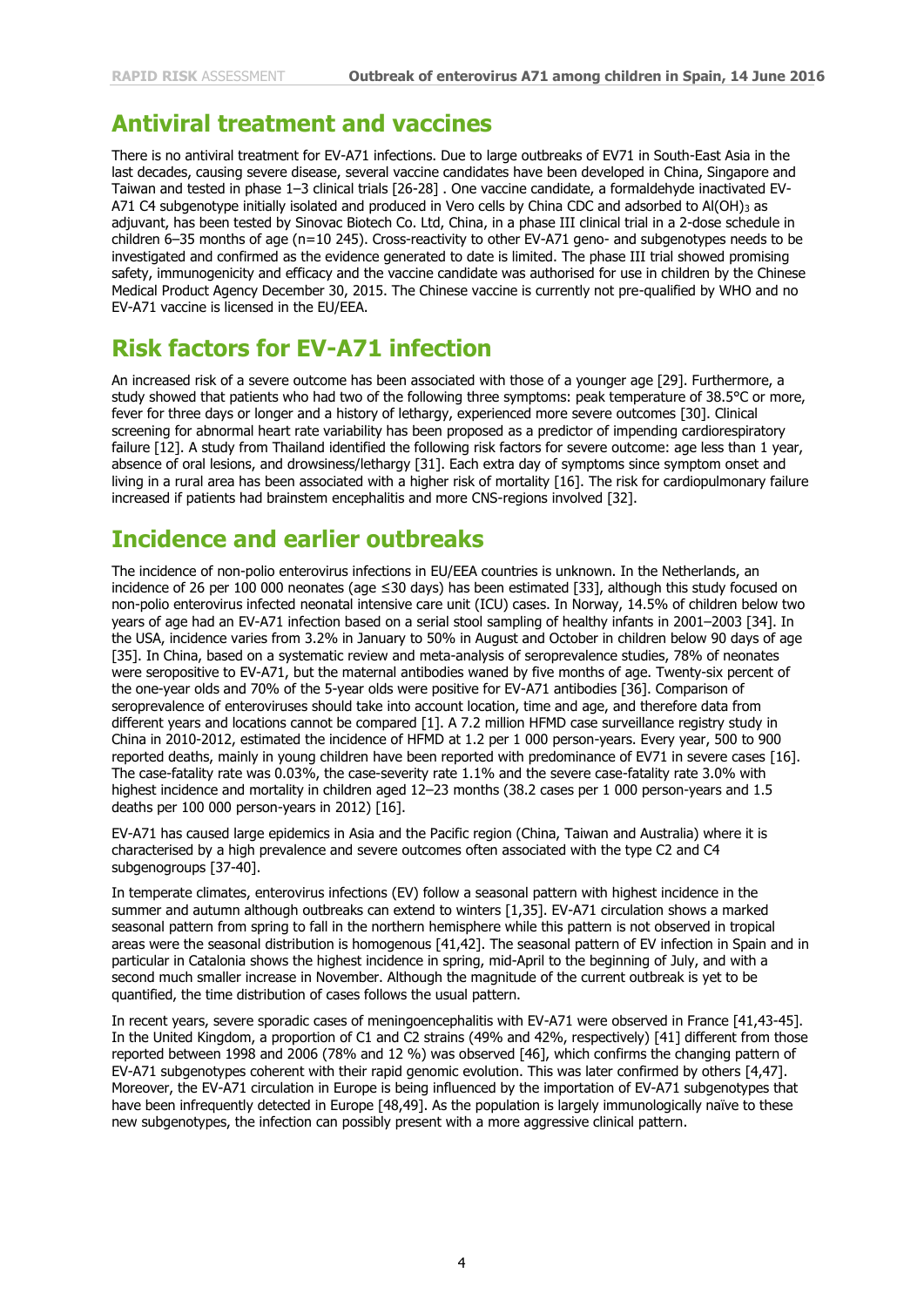## Antiviral treatment and vaccines

There is no antiviral treatment for EV-A71 infections. Due to large outbreaks of EV71 in South-East Asia in the last decades, causing severe disease, several vaccine candidates have been developed in China, Singapore and Taiwan and tested in phase 1–3 clinical trials [26-28] . One vaccine candidate, a formaldehyde inactivated EV-A71 C4 subgenotype initially isolated and produced in Vero cells by China CDC and adsorbed to $Al(OH)_3$ as adjuvant, has been tested by Sinovac Biotech Co. Ltd, China, in a phase III clinical trial in a 2-dose schedule in children 6–35 months of age (n=10 245). Cross-reactivity to other EV-A71 geno- and subgenotypes needs to be investigated and confirmed as the evidence generated to date is limited. The phase III trial showed promising safety, immunogenicity and efficacy and the vaccine candidate was authorised for use in children by the Chinese Medical Product Agency December 30, 2015. The Chinese vaccine is currently not pre-qualified by WHO and no EV-A71 vaccine is licensed in the EU/EEA.

## Risk factors for EV-A71 infection

An increased risk of a severe outcome has been associated with those of a younger age [29]. Furthermore, a study showed that patients who had two of the following three symptoms: peak temperature of 38.5°C or more, fever for three days or longer and a history of lethargy, experienced more severe outcomes [30]. Clinical screening for abnormal heart rate variability has been proposed as a predictor of impending cardiorespiratory failure [12]. A study from Thailand identified the following risk factors for severe outcome: age less than 1 year, absence of oral lesions, and drowsiness/lethargy [31]. Each extra day of symptoms since symptom onset and living in a rural area has been associated with a higher risk of mortality [16]. The risk for cardiopulmonary failure increased if patients had brainstem encephalitis and more CNS-regions involved [32].

## Incidence and earlier outbreaks

The incidence of non-polio enterovirus infections in EU/EEA countries is unknown. In the Netherlands, an incidence of 26 per 100 000 neonates (age ≤30 days) has been estimated [33], although this study focused on non-polio enterovirus infected neonatal intensive care unit (ICU) cases. In Norway, 14.5% of children below two years of age had an EV-A71 infection based on a serial stool sampling of healthy infants in 2001–2003 [34]. In the USA, incidence varies from 3.2% in January to 50% in August and October in children below 90 days of age [35]. In China, based on a systematic review and meta-analysis of seroprevalence studies, 78% of neonates were seropositive to EV-A71, but the maternal antibodies waned by five months of age. Twenty-six percent of the one-year olds and 70% of the 5-year olds were positive for EV-A71 antibodies [36]. Comparison of seroprevalence of enteroviruses should take into account location, time and age, and therefore data from different years and locations cannot be compared [1]. A 7.2 million HFMD case surveillance registry study in China in 2010-2012, estimated the incidence of HFMD at 1.2 per 1 000 person-years. Every year, 500 to 900 reported deaths, mainly in young children have been reported with predominance of EV71 in severe cases [16]. The case-fatality rate was 0.03%, the case-severity rate 1.1% and the severe case-fatality rate 3.0% with highest incidence and mortality in children aged 12–23 months (38.2 cases per 1 000 person-years and 1.5 deaths per 100 000 person-years in 2012) [16].

EV-A71 has caused large epidemics in Asia and the Pacific region (China, Taiwan and Australia) where it is characterised by a high prevalence and severe outcomes often associated with the type C2 and C4 subgenogroups [37-40].

In temperate climates, enterovirus infections (EV) follow a seasonal pattern with highest incidence in the summer and autumn although outbreaks can extend to winters [1,35]. EV-A71 circulation shows a marked seasonal pattern from spring to fall in the northern hemisphere while this pattern is not observed in tropical areas were the seasonal distribution is homogenous [41,42]. The seasonal pattern of EV infection in Spain and in particular in Catalonia shows the highest incidence in spring, mid-April to the beginning of July, and with a second much smaller increase in November. Although the magnitude of the current outbreak is yet to be quantified, the time distribution of cases follows the usual pattern.

In recent years, severe sporadic cases of meningoencephalitis with EV-A71 were observed in France [41,43-45]. In the United Kingdom, a proportion of C1 and C2 strains (49% and 42%, respectively) [41] different from those reported between 1998 and 2006 (78% and 12 %) was observed [46], which confirms the changing pattern of EV-A71 subgenotypes coherent with their rapid genomic evolution. This was later confirmed by others [4,47]. Moreover, the EV-A71 circulation in Europe is being influenced by the importation of EV-A71 subgenotypes that have been infrequently detected in Europe [48,49]. As the population is largely immunologically naïve to these new subgenotypes, the infection can possibly present with a more aggressive clinical pattern.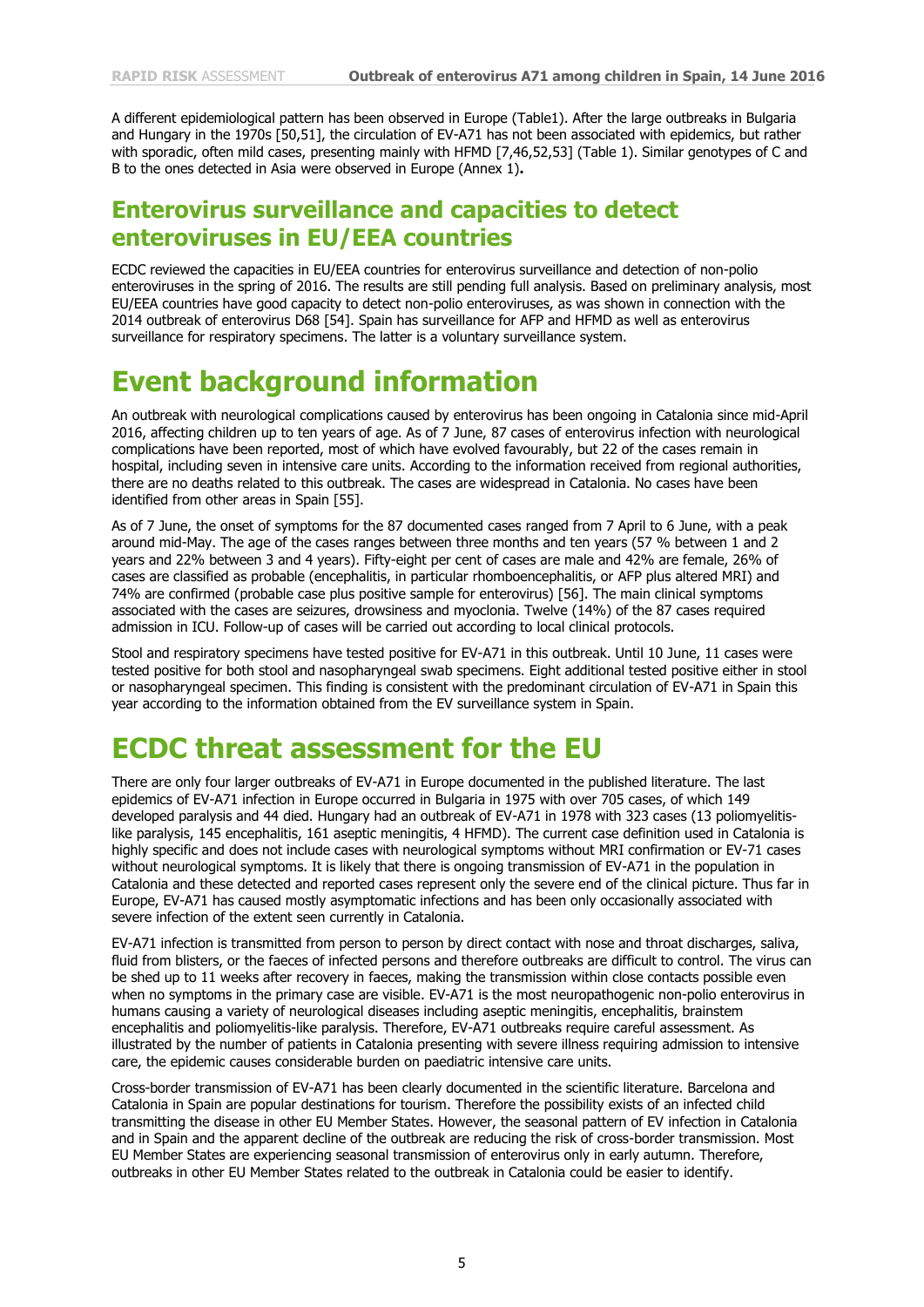A different epidemiological pattern has been observed in Europe (Table1). After the large outbreaks in Bulgaria and Hungary in the 1970s [50,51], the circulation of EV-A71 has not been associated with epidemics, but rather with sporadic, often mild cases, presenting mainly with HFMD [7,46,52,53] (Table 1). Similar genotypes of C and B to the ones detected in Asia were observed in Europe (Annex 1)**.**

## Enterovirus surveillance and capacities to detect enteroviruses in EU/EEA countries

ECDC reviewed the capacities in EU/EEA countries for enterovirus surveillance and detection of non-polio enteroviruses in the spring of 2016. The results are still pending full analysis. Based on preliminary analysis, most EU/EEA countries have good capacity to detect non-polio enteroviruses, as was shown in connection with the 2014 outbreak of enterovirus D68 [54]. Spain has surveillance for AFP and HFMD as well as enterovirus surveillance for respiratory specimens. The latter is a voluntary surveillance system.

# Event background information

An outbreak with neurological complications caused by enterovirus has been ongoing in Catalonia since mid-April 2016, affecting children up to ten years of age. As of 7 June, 87 cases of enterovirus infection with neurological complications have been reported, most of which have evolved favourably, but 22 of the cases remain in hospital, including seven in intensive care units. According to the information received from regional authorities, there are no deaths related to this outbreak. The cases are widespread in Catalonia. No cases have been identified from other areas in Spain [55].

As of 7 June, the onset of symptoms for the 87 documented cases ranged from 7 April to 6 June, with a peak around mid-May. The age of the cases ranges between three months and ten years (57 % between 1 and 2 years and 22% between 3 and 4 years). Fifty-eight per cent of cases are male and 42% are female, 26% of cases are classified as probable (encephalitis, in particular rhomboencephalitis, or AFP plus altered MRI) and 74% are confirmed (probable case plus positive sample for enterovirus) [56]. The main clinical symptoms associated with the cases are seizures, drowsiness and myoclonia. Twelve (14%) of the 87 cases required admission in ICU. Follow-up of cases will be carried out according to local clinical protocols.

Stool and respiratory specimens have tested positive for EV-A71 in this outbreak. Until 10 June, 11 cases were tested positive for both stool and nasopharyngeal swab specimens. Eight additional tested positive either in stool or nasopharyngeal specimen. This finding is consistent with the predominant circulation of EV-A71 in Spain this year according to the information obtained from the EV surveillance system in Spain.

# ECDC threat assessment for the EU

There are only four larger outbreaks of EV-A71 in Europe documented in the published literature. The last epidemics of EV-A71 infection in Europe occurred in Bulgaria in 1975 with over 705 cases, of which 149 developed paralysis and 44 died. Hungary had an outbreak of EV-A71 in 1978 with 323 cases (13 poliomyelitis-like paralysis, 145 encephalitis, 161 aseptic meningitis, 4 HFMD). The current case definition used in Catalonia is highly specific and does not include cases with neurological symptoms without MRI confirmation or EV-71 cases without neurological symptoms. It is likely that there is ongoing transmission of EV-A71 in the population in Catalonia and these detected and reported cases represent only the severe end of the clinical picture. Thus far in Europe, EV-A71 has caused mostly asymptomatic infections and has been only occasionally associated with severe infection of the extent seen currently in Catalonia.

EV-A71 infection is transmitted from person to person by direct contact with nose and throat discharges, saliva, fluid from blisters, or the faeces of infected persons and therefore outbreaks are difficult to control. The virus can be shed up to 11 weeks after recovery in faeces, making the transmission within close contacts possible even when no symptoms in the primary case are visible. EV-A71 is the most neuropathogenic non-polio enterovirus in humans causing a variety of neurological diseases including aseptic meningitis, encephalitis, brainstem encephalitis and poliomyelitis-like paralysis. Therefore, EV-A71 outbreaks require careful assessment. As illustrated by the number of patients in Catalonia presenting with severe illness requiring admission to intensive care, the epidemic causes considerable burden on paediatric intensive care units.

Cross-border transmission of EV-A71 has been clearly documented in the scientific literature. Barcelona and Catalonia in Spain are popular destinations for tourism. Therefore the possibility exists of an infected child transmitting the disease in other EU Member States. However, the seasonal pattern of EV infection in Catalonia and in Spain and the apparent decline of the outbreak are reducing the risk of cross-border transmission. Most EU Member States are experiencing seasonal transmission of enterovirus only in early autumn. Therefore, outbreaks in other EU Member States related to the outbreak in Catalonia could be easier to identify.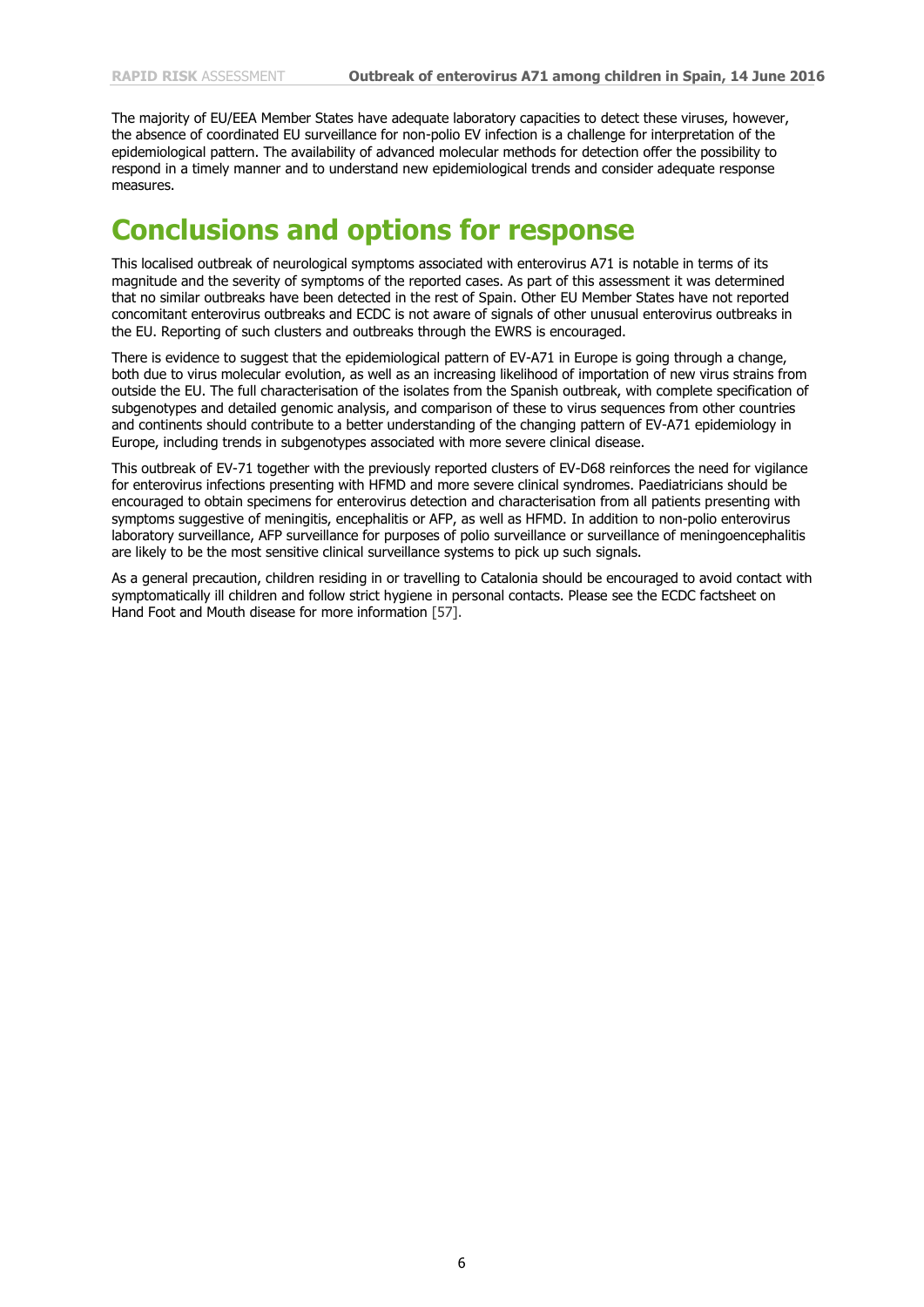The majority of EU/EEA Member States have adequate laboratory capacities to detect these viruses, however, the absence of coordinated EU surveillance for non-polio EV infection is a challenge for interpretation of the epidemiological pattern. The availability of advanced molecular methods for detection offer the possibility to respond in a timely manner and to understand new epidemiological trends and consider adequate response measures.

# Conclusions and options for response

This localised outbreak of neurological symptoms associated with enterovirus A71 is notable in terms of its magnitude and the severity of symptoms of the reported cases. As part of this assessment it was determined that no similar outbreaks have been detected in the rest of Spain. Other EU Member States have not reported concomitant enterovirus outbreaks and ECDC is not aware of signals of other unusual enterovirus outbreaks in the EU. Reporting of such clusters and outbreaks through the EWRS is encouraged.

There is evidence to suggest that the epidemiological pattern of EV-A71 in Europe is going through a change, both due to virus molecular evolution, as well as an increasing likelihood of importation of new virus strains from outside the EU. The full characterisation of the isolates from the Spanish outbreak, with complete specification of subgenotypes and detailed genomic analysis, and comparison of these to virus sequences from other countries and continents should contribute to a better understanding of the changing pattern of EV-A71 epidemiology in Europe, including trends in subgenotypes associated with more severe clinical disease.

This outbreak of EV-71 together with the previously reported clusters of EV-D68 reinforces the need for vigilance for enterovirus infections presenting with HFMD and more severe clinical syndromes. Paediatricians should be encouraged to obtain specimens for enterovirus detection and characterisation from all patients presenting with symptoms suggestive of meningitis, encephalitis or AFP, as well as HFMD. In addition to non-polio enterovirus laboratory surveillance, AFP surveillance for purposes of polio surveillance or surveillance of meningoencephalitis are likely to be the most sensitive clinical surveillance systems to pick up such signals.

As a general precaution, children residing in or travelling to Catalonia should be encouraged to avoid contact with symptomatically ill children and follow strict hygiene in personal contacts. Please see the ECDC factsheet on Hand Foot and Mouth disease for more information [57].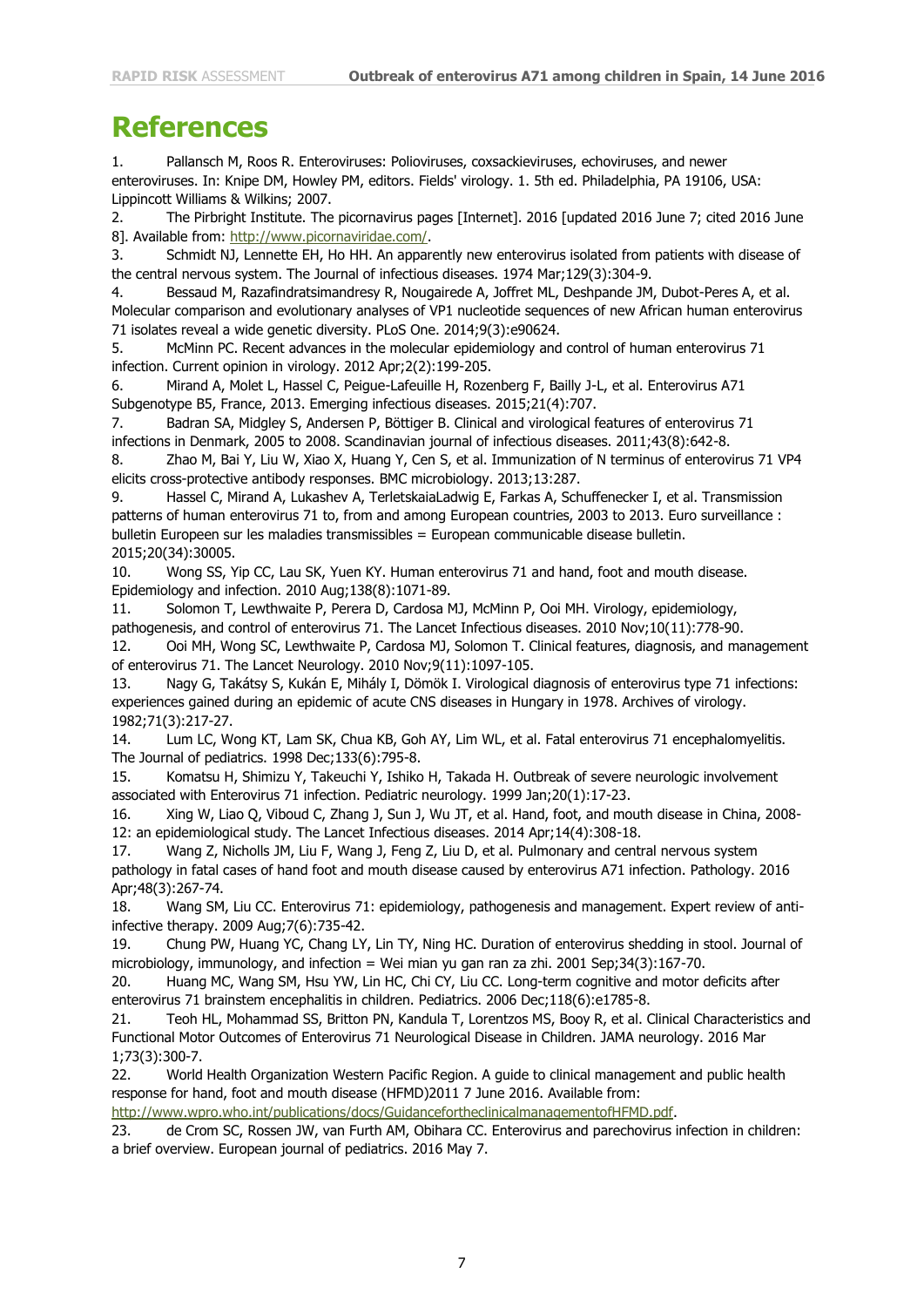# References

1. Pallansch M, Roos R. Enteroviruses: Polioviruses, coxsackieviruses, echoviruses, and newer enteroviruses. In: Knipe DM, Howley PM, editors. Fields' virology. 1. 5th ed. Philadelphia, PA 19106, USA: Lippincott Williams & Wilkins; 2007.
2. The Pirbright Institute. The picornavirus pages [Internet]. 2016 [updated 2016 June 7; cited 2016 June 8]. Available from: http://www.picornaviridae.com/.
3. Schmidt NJ, Lennette EH, Ho HH. An apparently new enterovirus isolated from patients with disease of the central nervous system. The Journal of infectious diseases. 1974 Mar;129(3):304-9.
4. Bessaud M, Razafindratsimandresy R, Nougairede A, Joffret ML, Deshpande JM, Dubot-Peres A, et al. Molecular comparison and evolutionary analyses of VP1 nucleotide sequences of new African human enterovirus 71 isolates reveal a wide genetic diversity. PLoS One. 2014;9(3):e90624.
5. McMinn PC. Recent advances in the molecular epidemiology and control of human enterovirus 71 infection. Current opinion in virology. 2012 Apr;2(2):199-205.
6. Mirand A, Molet L, Hassel C, Peigue-Lafeuille H, Rozenberg F, Bailly J-L, et al. Enterovirus A71 Subgenotype B5, France, 2013. Emerging infectious diseases. 2015;21(4):707.
7. Badran SA, Midgley S, Andersen P, Böttiger B. Clinical and virological features of enterovirus 71 infections in Denmark, 2005 to 2008. Scandinavian journal of infectious diseases. 2011;43(8):642-8.
8. Zhao M, Bai Y, Liu W, Xiao X, Huang Y, Cen S, et al. Immunization of N terminus of enterovirus 71 VP4 elicits cross-protective antibody responses. BMC microbiology. 2013;13:287.
9. Hassel C, Mirand A, Lukashev A, TerletskaiaLadwig E, Farkas A, Schuffenecker I, et al. Transmission patterns of human enterovirus 71 to, from and among European countries, 2003 to 2013. Euro surveillance : bulletin Europeen sur les maladies transmissibles = European communicable disease bulletin. 2015;20(34):30005.
10. Wong SS, Yip CC, Lau SK, Yuen KY. Human enterovirus 71 and hand, foot and mouth disease. Epidemiology and infection. 2010 Aug;138(8):1071-89.
11. Solomon T, Lewthwaite P, Perera D, Cardosa MJ, McMinn P, Ooi MH. Virology, epidemiology, pathogenesis, and control of enterovirus 71. The Lancet Infectious diseases. 2010 Nov;10(11):778-90.
12. Ooi MH, Wong SC, Lewthwaite P, Cardosa MJ, Solomon T. Clinical features, diagnosis, and management of enterovirus 71. The Lancet Neurology. 2010 Nov;9(11):1097-105.
13. Nagy G, Takátsy S, Kukán E, Mihály I, Dömök I. Virological diagnosis of enterovirus type 71 infections: experiences gained during an epidemic of acute CNS diseases in Hungary in 1978. Archives of virology. 1982;71(3):217-27.
14. Lum LC, Wong KT, Lam SK, Chua KB, Goh AY, Lim WL, et al. Fatal enterovirus 71 encephalomyelitis. The Journal of pediatrics. 1998 Dec;133(6):795-8.
15. Komatsu H, Shimizu Y, Takeuchi Y, Ishiko H, Takada H. Outbreak of severe neurologic involvement associated with Enterovirus 71 infection. Pediatric neurology. 1999 Jan;20(1):17-23.
16. Xing W, Liao Q, Viboud C, Zhang J, Sun J, Wu JT, et al. Hand, foot, and mouth disease in China, 2008-12: an epidemiological study. The Lancet Infectious diseases. 2014 Apr;14(4):308-18.
17. Wang Z, Nicholls JM, Liu F, Wang J, Feng Z, Liu D, et al. Pulmonary and central nervous system pathology in fatal cases of hand foot and mouth disease caused by enterovirus A71 infection. Pathology. 2016 Apr;48(3):267-74.
18. Wang SM, Liu CC. Enterovirus 71: epidemiology, pathogenesis and management. Expert review of anti-infective therapy. 2009 Aug;7(6):735-42.
19. Chung PW, Huang YC, Chang LY, Lin TY, Ning HC. Duration of enterovirus shedding in stool. Journal of microbiology, immunology, and infection = Wei mian yu gan ran za zhi. 2001 Sep;34(3):167-70.
20. Huang MC, Wang SM, Hsu YW, Lin HC, Chi CY, Liu CC. Long-term cognitive and motor deficits after enterovirus 71 brainstem encephalitis in children. Pediatrics. 2006 Dec;118(6):e1785-8.
21. Teoh HL, Mohammad SS, Britton PN, Kandula T, Lorentzos MS, Booy R, et al. Clinical Characteristics and Functional Motor Outcomes of Enterovirus 71 Neurological Disease in Children. JAMA neurology. 2016 Mar 1;73(3):300-7.
22. World Health Organization Western Pacific Region. A guide to clinical management and public health response for hand, foot and mouth disease (HFMD)2011 7 June 2016. Available from: http://www.wpro.who.int/publications/docs/GuidancefortheclinicalmanagementofHFMD.pdf.
23. de Crom SC, Rossen JW, van Furth AM, Obihara CC. Enterovirus and parechovirus infection in children: a brief overview. European journal of pediatrics. 2016 May 7.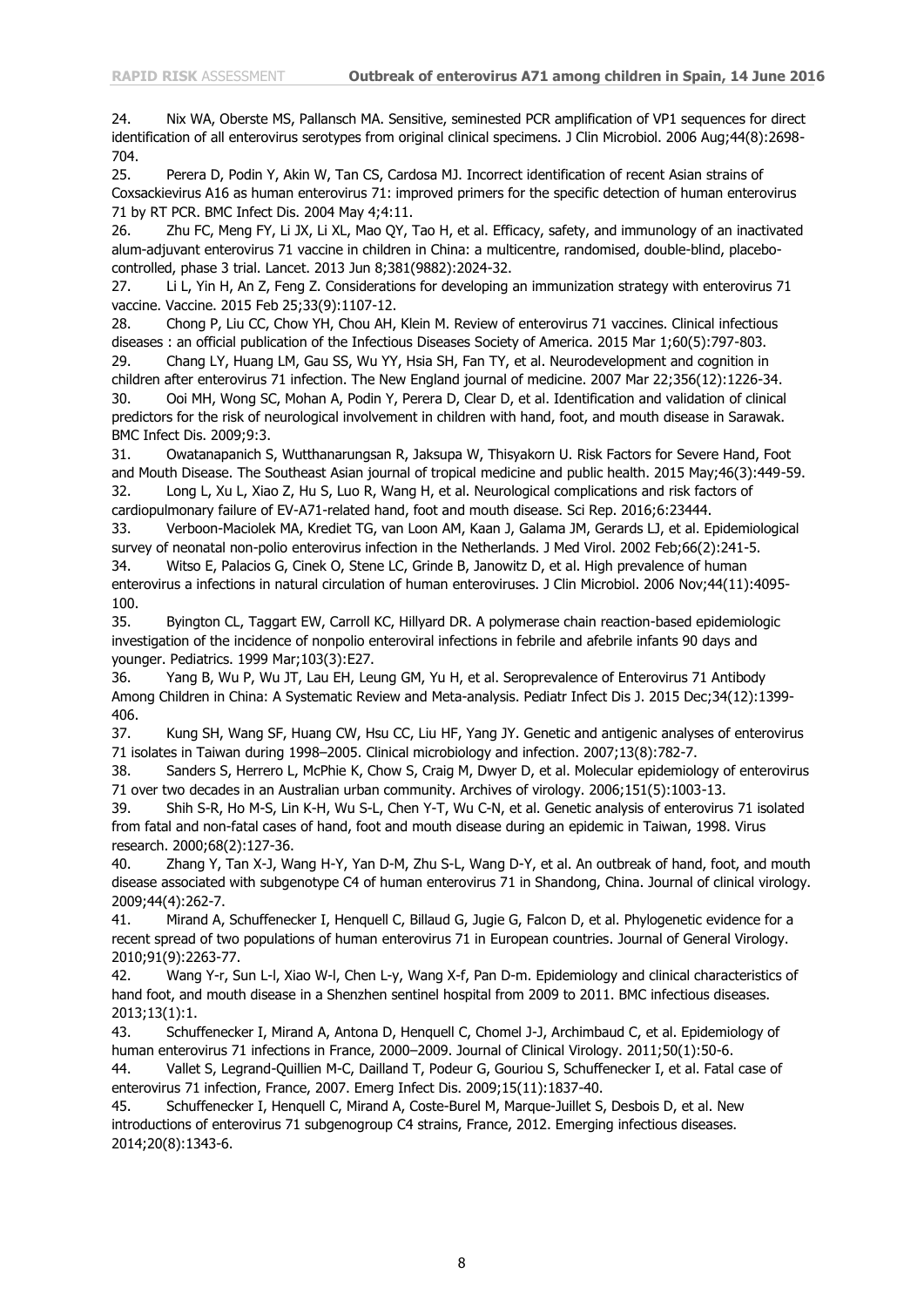24. Nix WA, Oberste MS, Pallansch MA. Sensitive, seminested PCR amplification of VP1 sequences for direct identification of all enterovirus serotypes from original clinical specimens. J Clin Microbiol. 2006 Aug;44(8):2698-704.

25. Perera D, Podin Y, Akin W, Tan CS, Cardosa MJ. Incorrect identification of recent Asian strains of Coxsackievirus A16 as human enterovirus 71: improved primers for the specific detection of human enterovirus 71 by RT PCR. BMC Infect Dis. 2004 May 4;4:11.

26. Zhu FC, Meng FY, Li JX, Li XL, Mao QY, Tao H, et al. Efficacy, safety, and immunology of an inactivated alum-adjuvant enterovirus 71 vaccine in children in China: a multicentre, randomised, double-blind, placebo-controlled, phase 3 trial. Lancet. 2013 Jun 8;381(9882):2024-32.

27. Li L, Yin H, An Z, Feng Z. Considerations for developing an immunization strategy with enterovirus 71 vaccine. Vaccine. 2015 Feb 25;33(9):1107-12.

28. Chong P, Liu CC, Chow YH, Chou AH, Klein M. Review of enterovirus 71 vaccines. Clinical infectious diseases : an official publication of the Infectious Diseases Society of America. 2015 Mar 1;60(5):797-803.

29. Chang LY, Huang LM, Gau SS, Wu YY, Hsia SH, Fan TY, et al. Neurodevelopment and cognition in children after enterovirus 71 infection. The New England journal of medicine. 2007 Mar 22;356(12):1226-34.

30. Ooi MH, Wong SC, Mohan A, Podin Y, Perera D, Clear D, et al. Identification and validation of clinical predictors for the risk of neurological involvement in children with hand, foot, and mouth disease in Sarawak. BMC Infect Dis. 2009;9:3.

31. Owatanapanich S, Wutthanarungsan R, Jaksupa W, Thisyakorn U. Risk Factors for Severe Hand, Foot and Mouth Disease. The Southeast Asian journal of tropical medicine and public health. 2015 May;46(3):449-59.

32. Long L, Xu L, Xiao Z, Hu S, Luo R, Wang H, et al. Neurological complications and risk factors of cardiopulmonary failure of EV-A71-related hand, foot and mouth disease. Sci Rep. 2016;6:23444.

33. Verboon-Maciolek MA, Krediet TG, van Loon AM, Kaan J, Galama JM, Gerards LJ, et al. Epidemiological survey of neonatal non-polio enterovirus infection in the Netherlands. J Med Virol. 2002 Feb;66(2):241-5.

34. Witso E, Palacios G, Cinek O, Stene LC, Grinde B, Janowitz D, et al. High prevalence of human enterovirus a infections in natural circulation of human enteroviruses. J Clin Microbiol. 2006 Nov;44(11):4095-100.

35. Byington CL, Taggart EW, Carroll KC, Hillyard DR. A polymerase chain reaction-based epidemiologic investigation of the incidence of nonpolio enteroviral infections in febrile and afebrile infants 90 days and younger. Pediatrics. 1999 Mar;103(3):E27.

36. Yang B, Wu P, Wu JT, Lau EH, Leung GM, Yu H, et al. Seroprevalence of Enterovirus 71 Antibody Among Children in China: A Systematic Review and Meta-analysis. Pediatr Infect Dis J. 2015 Dec;34(12):1399-406.

37. Kung SH, Wang SF, Huang CW, Hsu CC, Liu HF, Yang JY. Genetic and antigenic analyses of enterovirus 71 isolates in Taiwan during 1998–2005. Clinical microbiology and infection. 2007;13(8):782-7.

38. Sanders S, Herrero L, McPhie K, Chow S, Craig M, Dwyer D, et al. Molecular epidemiology of enterovirus 71 over two decades in an Australian urban community. Archives of virology. 2006;151(5):1003-13.

39. Shih S-R, Ho M-S, Lin K-H, Wu S-L, Chen Y-T, Wu C-N, et al. Genetic analysis of enterovirus 71 isolated from fatal and non-fatal cases of hand, foot and mouth disease during an epidemic in Taiwan, 1998. Virus research. 2000;68(2):127-36.

40. Zhang Y, Tan X-J, Wang H-Y, Yan D-M, Zhu S-L, Wang D-Y, et al. An outbreak of hand, foot, and mouth disease associated with subgenotype C4 of human enterovirus 71 in Shandong, China. Journal of clinical virology. 2009;44(4):262-7.

41. Mirand A, Schuffenecker I, Henquell C, Billaud G, Jugie G, Falcon D, et al. Phylogenetic evidence for a recent spread of two populations of human enterovirus 71 in European countries. Journal of General Virology. 2010;91(9):2263-77.

42. Wang Y-r, Sun L-l, Xiao W-l, Chen L-y, Wang X-f, Pan D-m. Epidemiology and clinical characteristics of hand foot, and mouth disease in a Shenzhen sentinel hospital from 2009 to 2011. BMC infectious diseases. 2013;13(1):1.

43. Schuffenecker I, Mirand A, Antona D, Henquell C, Chomel J-J, Archimbaud C, et al. Epidemiology of human enterovirus 71 infections in France, 2000–2009. Journal of Clinical Virology. 2011;50(1):50-6.

44. Vallet S, Legrand-Quillien M-C, Dailland T, Podeur G, Gouriou S, Schuffenecker I, et al. Fatal case of enterovirus 71 infection, France, 2007. Emerg Infect Dis. 2009;15(11):1837-40.

45. Schuffenecker I, Henquell C, Mirand A, Coste-Burel M, Marque-Juillet S, Desbois D, et al. New introductions of enterovirus 71 subgenogroup C4 strains, France, 2012. Emerging infectious diseases. 2014;20(8):1343-6.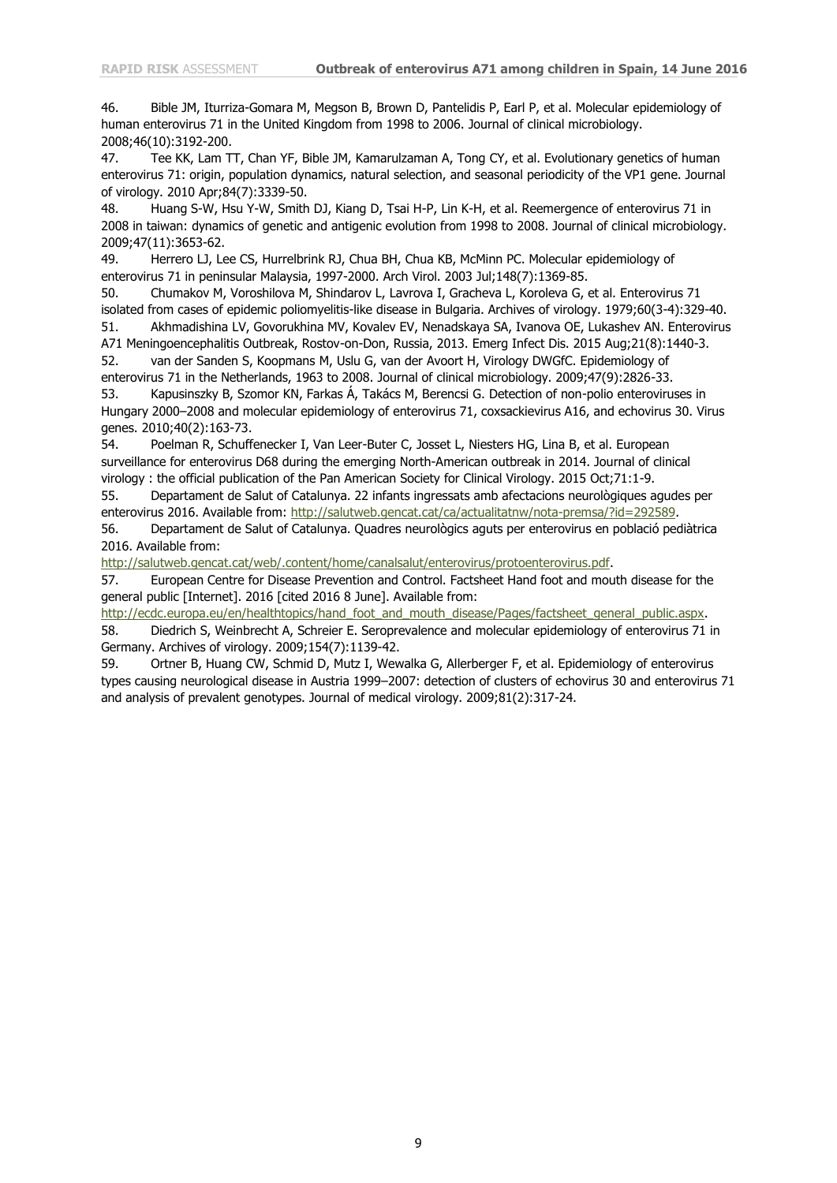46. Bible JM, Iturriza-Gomara M, Megson B, Brown D, Pantelidis P, Earl P, et al. Molecular epidemiology of human enterovirus 71 in the United Kingdom from 1998 to 2006. Journal of clinical microbiology. 2008;46(10):3192-200.

47. Tee KK, Lam TT, Chan YF, Bible JM, Kamarulzaman A, Tong CY, et al. Evolutionary genetics of human enterovirus 71: origin, population dynamics, natural selection, and seasonal periodicity of the VP1 gene. Journal of virology. 2010 Apr;84(7):3339-50.

48. Huang S-W, Hsu Y-W, Smith DJ, Kiang D, Tsai H-P, Lin K-H, et al. Reemergence of enterovirus 71 in 2008 in taiwan: dynamics of genetic and antigenic evolution from 1998 to 2008. Journal of clinical microbiology. 2009;47(11):3653-62.

49. Herrero LJ, Lee CS, Hurrelbrink RJ, Chua BH, Chua KB, McMinn PC. Molecular epidemiology of enterovirus 71 in peninsular Malaysia, 1997-2000. Arch Virol. 2003 Jul;148(7):1369-85.

50. Chumakov M, Voroshilova M, Shindarov L, Lavrova I, Gracheva L, Koroleva G, et al. Enterovirus 71 isolated from cases of epidemic poliomyelitis-like disease in Bulgaria. Archives of virology. 1979;60(3-4):329-40.

51. Akhmadishina LV, Govorukhina MV, Kovalev EV, Nenadskaya SA, Ivanova OE, Lukashev AN. Enterovirus A71 Meningoencephalitis Outbreak, Rostov-on-Don, Russia, 2013. Emerg Infect Dis. 2015 Aug;21(8):1440-3.

52. van der Sanden S, Koopmans M, Uslu G, van der Avoort H, Virology DWGfC. Epidemiology of enterovirus 71 in the Netherlands, 1963 to 2008. Journal of clinical microbiology. 2009;47(9):2826-33.

53. Kapusinszky B, Szomor KN, Farkas Á, Takács M, Berencsi G. Detection of non-polio enteroviruses in Hungary 2000–2008 and molecular epidemiology of enterovirus 71, coxsackievirus A16, and echovirus 30. Virus genes. 2010;40(2):163-73.

54. Poelman R, Schuffenecker I, Van Leer-Buter C, Josset L, Niesters HG, Lina B, et al. European surveillance for enterovirus D68 during the emerging North-American outbreak in 2014. Journal of clinical virology : the official publication of the Pan American Society for Clinical Virology. 2015 Oct;71:1-9.

55. Departament de Salut of Catalunya. 22 infants ingressats amb afectacions neurològiques agudes per enterovirus 2016. Available from: http://salutweb.gencat.cat/ca/actualitatnw/nota-premsa/?id=292589.

56. Departament de Salut of Catalunya. Quadres neurològics aguts per enterovirus en població pediàtrica 2016. Available from: http://salutweb.gencat.cat/web/.content/home/canalsalut/enterovirus/protoenterovirus.pdf.

57. European Centre for Disease Prevention and Control. Factsheet Hand foot and mouth disease for the general public [Internet]. 2016 [cited 2016 8 June]. Available from: http://ecdc.europa.eu/en/healthtopics/hand_foot_and_mouth_disease/Pages/factsheet_general_public.aspx.

58. Diedrich S, Weinbrecht A, Schreier E. Seroprevalence and molecular epidemiology of enterovirus 71 in Germany. Archives of virology. 2009;154(7):1139-42.

59. Ortner B, Huang CW, Schmid D, Mutz I, Wewalka G, Allerberger F, et al. Epidemiology of enterovirus types causing neurological disease in Austria 1999–2007: detection of clusters of echovirus 30 and enterovirus 71 and analysis of prevalent genotypes. Journal of medical virology. 2009;81(2):317-24.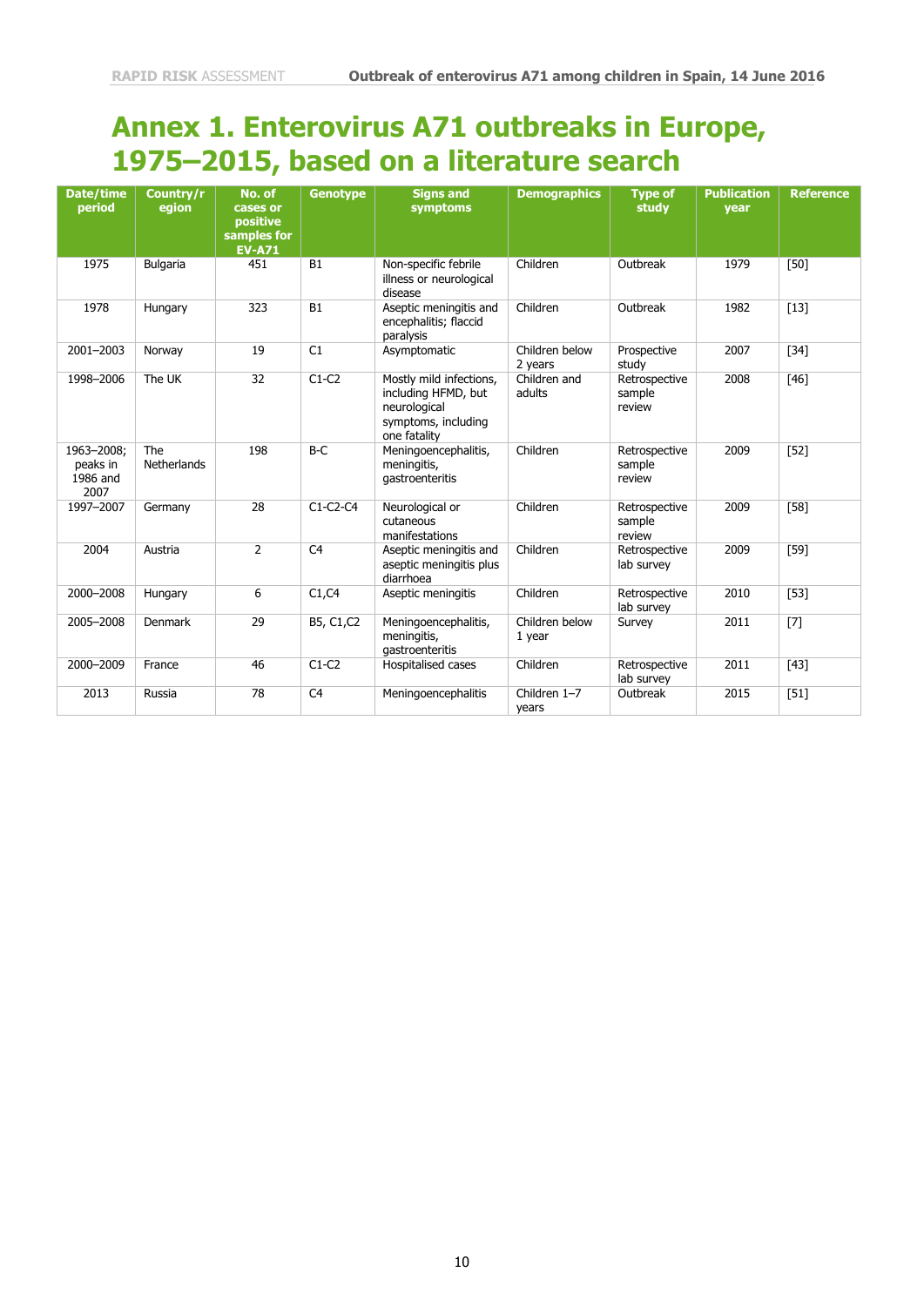# Annex 1. Enterovirus A71 outbreaks in Europe, 1975–2015, based on a literature search

| Date/time period | Country/region | No. of cases or positive samples for EV-A71 | Genotype | Signs and symptoms | Demographics | Type of study | Publication year | Reference |
|---|---|---|---|---|---|---|---|---|
| 1975 | Bulgaria | 451 | B1 | Non-specific febrile illness or neurological disease | Children | Outbreak | 1979 | [50] |
| 1978 | Hungary | 323 | B1 | Aseptic meningitis and encephalitis; flaccid paralysis | Children | Outbreak | 1982 | [13] |
| 2001–2003 | Norway | 19 | C1 | Asymptomatic | Children below 2 years | Prospective study | 2007 | [34] |
| 1998–2006 | The UK | 32 | C1-C2 | Mostly mild infections, including HFMD, but neurological symptoms, including one fatality | Children and adults | Retrospective sample review | 2008 | [46] |
| 1963–2008; peaks in 1986 and 2007 | The Netherlands | 198 | B-C | Meningoencephalitis, meningitis, gastroenteritis | Children | Retrospective sample review | 2009 | [52] |
| 1997–2007 | Germany | 28 | C1-C2-C4 | Neurological or cutaneous manifestations | Children | Retrospective sample review | 2009 | [58] |
| 2004 | Austria | 2 | C4 | Aseptic meningitis and aseptic meningitis plus diarrhoea | Children | Retrospective lab survey | 2009 | [59] |
| 2000–2008 | Hungary | 6 | C1,C4 | Aseptic meningitis | Children | Retrospective lab survey | 2010 | [53] |
| 2005–2008 | Denmark | 29 | B5, C1,C2 | Meningoencephalitis, meningitis, gastroenteritis | Children below 1 year | Survey | 2011 | [7] |
| 2000–2009 | France | 46 | C1-C2 | Hospitalised cases | Children | Retrospective lab survey | 2011 | [43] |
| 2013 | Russia | 78 | C4 | Meningoencephalitis | Children 1–7 years | Outbreak | 2015 | [51] |